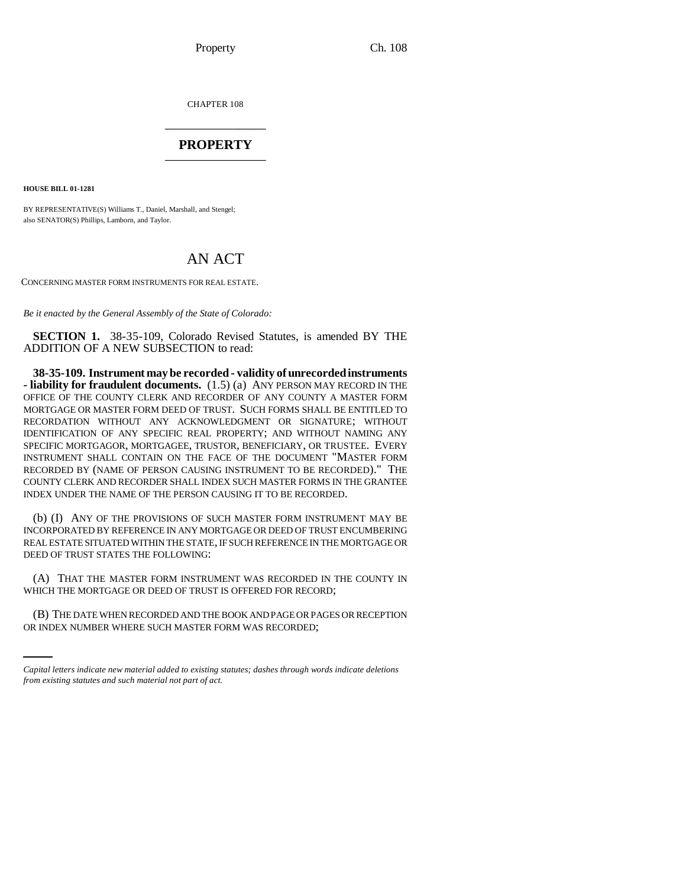CHAPTER 108

## PROPERTY

**HOUSE BILL 01-1281**

BY REPRESENTATIVE(S) Williams T., Daniel, Marshall, and Stengel;
also SENATOR(S) Phillips, Lamborn, and Taylor.

# AN ACT

CONCERNING MASTER FORM INSTRUMENTS FOR REAL ESTATE.

*Be it enacted by the General Assembly of the State of Colorado:*

**SECTION 1.** 38-35-109, Colorado Revised Statutes, is amended BY THE ADDITION OF A NEW SUBSECTION to read:

**38-35-109. Instrument may be recorded - validity of unrecorded instruments - liability for fraudulent documents.** (1.5) (a) ANY PERSON MAY RECORD IN THE OFFICE OF THE COUNTY CLERK AND RECORDER OF ANY COUNTY A MASTER FORM MORTGAGE OR MASTER FORM DEED OF TRUST. SUCH FORMS SHALL BE ENTITLED TO RECORDATION WITHOUT ANY ACKNOWLEDGMENT OR SIGNATURE; WITHOUT IDENTIFICATION OF ANY SPECIFIC REAL PROPERTY; AND WITHOUT NAMING ANY SPECIFIC MORTGAGOR, MORTGAGEE, TRUSTOR, BENEFICIARY, OR TRUSTEE. EVERY INSTRUMENT SHALL CONTAIN ON THE FACE OF THE DOCUMENT "MASTER FORM RECORDED BY (NAME OF PERSON CAUSING INSTRUMENT TO BE RECORDED)." THE COUNTY CLERK AND RECORDER SHALL INDEX SUCH MASTER FORMS IN THE GRANTEE INDEX UNDER THE NAME OF THE PERSON CAUSING IT TO BE RECORDED.

(b) (I) ANY OF THE PROVISIONS OF SUCH MASTER FORM INSTRUMENT MAY BE INCORPORATED BY REFERENCE IN ANY MORTGAGE OR DEED OF TRUST ENCUMBERING REAL ESTATE SITUATED WITHIN THE STATE, IF SUCH REFERENCE IN THE MORTGAGE OR DEED OF TRUST STATES THE FOLLOWING:

(A) THAT THE MASTER FORM INSTRUMENT WAS RECORDED IN THE COUNTY IN WHICH THE MORTGAGE OR DEED OF TRUST IS OFFERED FOR RECORD;

(B) THE DATE WHEN RECORDED AND THE BOOK AND PAGE OR PAGES OR RECEPTION OR INDEX NUMBER WHERE SUCH MASTER FORM WAS RECORDED;

*Capital letters indicate new material added to existing statutes; dashes through words indicate deletions from existing statutes and such material not part of act.*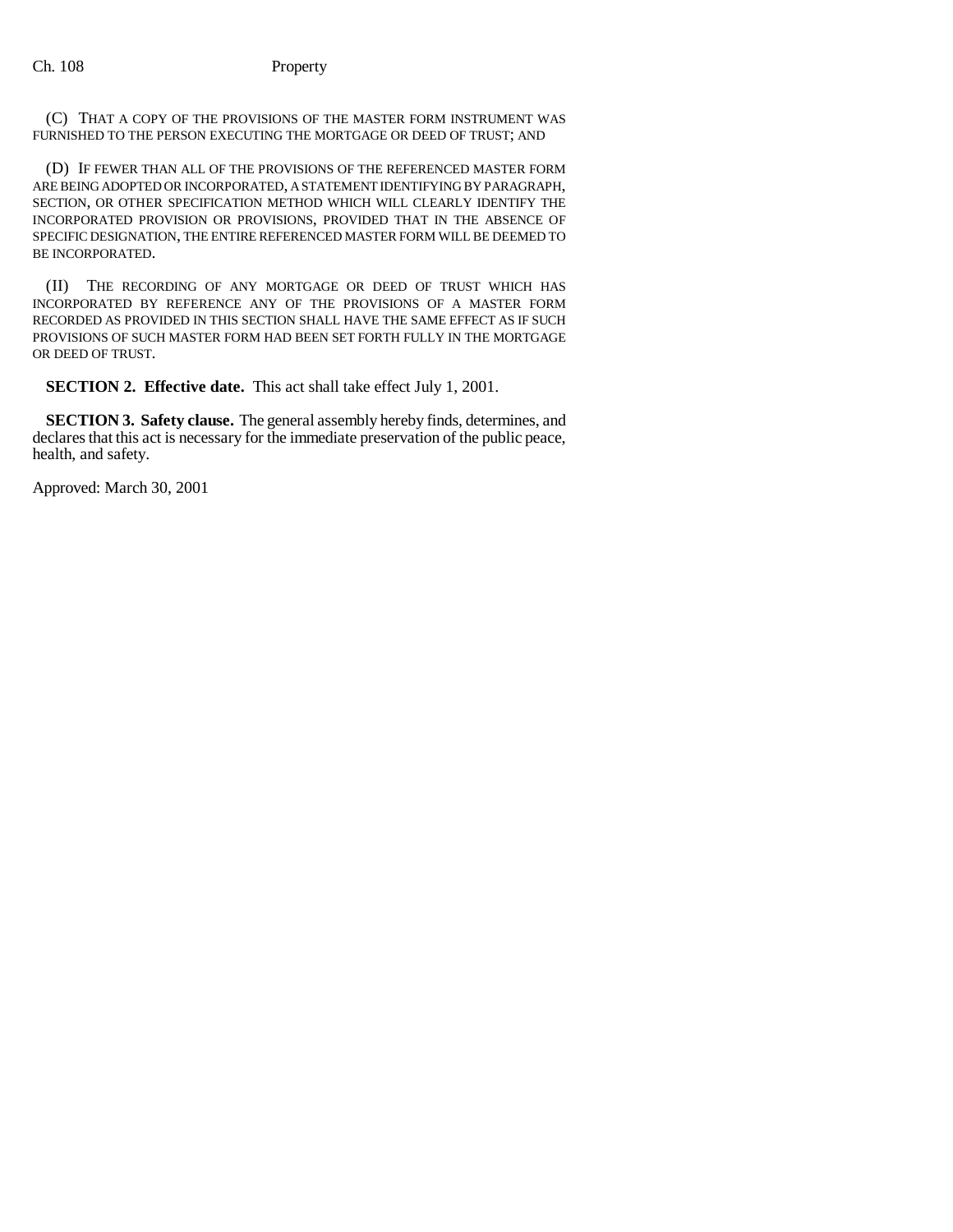(C) THAT A COPY OF THE PROVISIONS OF THE MASTER FORM INSTRUMENT WAS FURNISHED TO THE PERSON EXECUTING THE MORTGAGE OR DEED OF TRUST; AND

(D) IF FEWER THAN ALL OF THE PROVISIONS OF THE REFERENCED MASTER FORM ARE BEING ADOPTED OR INCORPORATED, A STATEMENT IDENTIFYING BY PARAGRAPH, SECTION, OR OTHER SPECIFICATION METHOD WHICH WILL CLEARLY IDENTIFY THE INCORPORATED PROVISION OR PROVISIONS, PROVIDED THAT IN THE ABSENCE OF SPECIFIC DESIGNATION, THE ENTIRE REFERENCED MASTER FORM WILL BE DEEMED TO BE INCORPORATED.

(II) THE RECORDING OF ANY MORTGAGE OR DEED OF TRUST WHICH HAS INCORPORATED BY REFERENCE ANY OF THE PROVISIONS OF A MASTER FORM RECORDED AS PROVIDED IN THIS SECTION SHALL HAVE THE SAME EFFECT AS IF SUCH PROVISIONS OF SUCH MASTER FORM HAD BEEN SET FORTH FULLY IN THE MORTGAGE OR DEED OF TRUST.

**SECTION 2. Effective date.** This act shall take effect July 1, 2001.

**SECTION 3. Safety clause.** The general assembly hereby finds, determines, and declares that this act is necessary for the immediate preservation of the public peace, health, and safety.

Approved: March 30, 2001